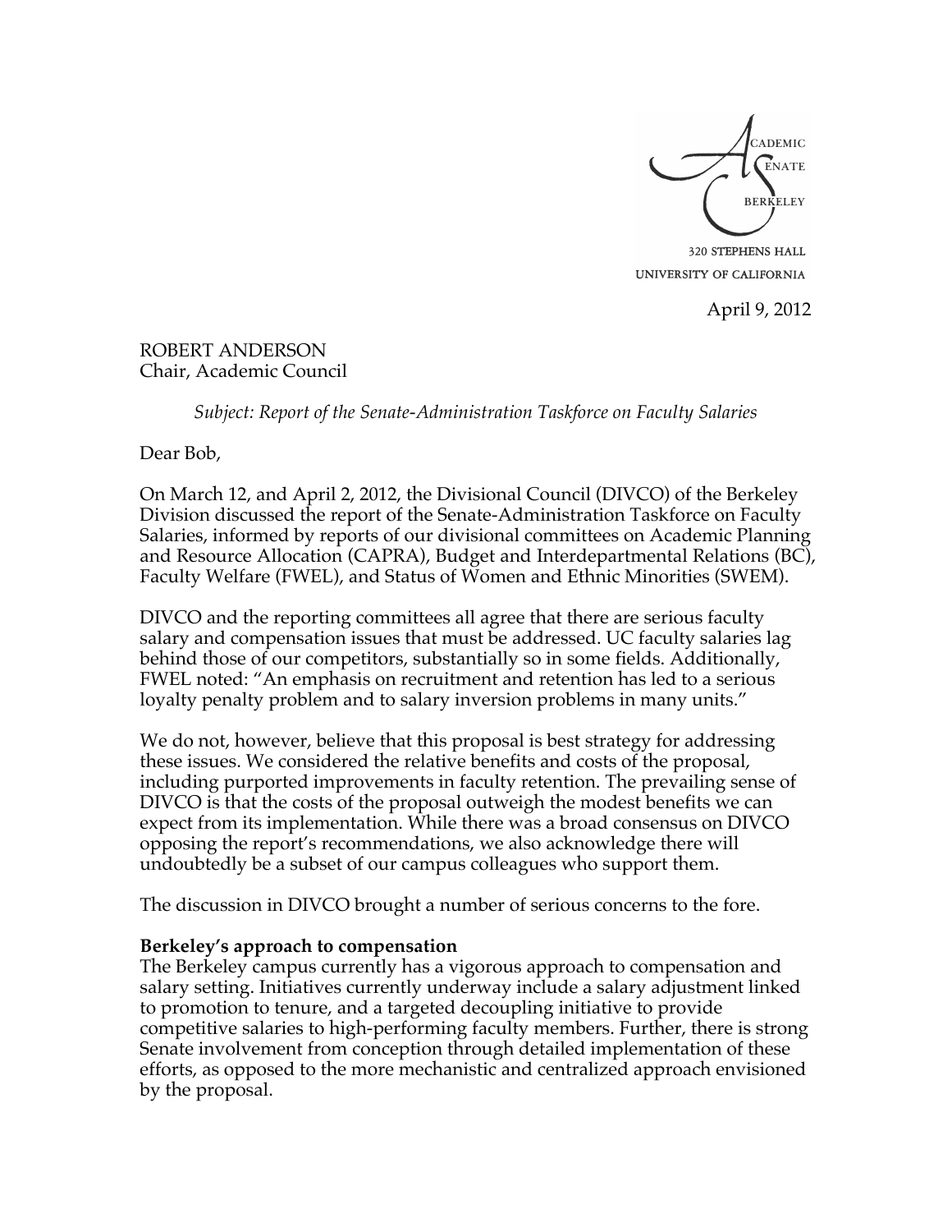ACADEMIC SENATE
BERKELEY
320 STEPHENS HALL
UNIVERSITY OF CALIFORNIA

April 9, 2012

ROBERT ANDERSON
Chair, Academic Council

*Subject: Report of the Senate-Administration Taskforce on Faculty Salaries*

Dear Bob,

On March 12, and April 2, 2012, the Divisional Council (DIVCO) of the Berkeley Division discussed the report of the Senate-Administration Taskforce on Faculty Salaries, informed by reports of our divisional committees on Academic Planning and Resource Allocation (CAPRA), Budget and Interdepartmental Relations (BC), Faculty Welfare (FWEL), and Status of Women and Ethnic Minorities (SWEM).

DIVCO and the reporting committees all agree that there are serious faculty salary and compensation issues that must be addressed. UC faculty salaries lag behind those of our competitors, substantially so in some fields. Additionally, FWEL noted: "An emphasis on recruitment and retention has led to a serious loyalty penalty problem and to salary inversion problems in many units."

We do not, however, believe that this proposal is best strategy for addressing these issues. We considered the relative benefits and costs of the proposal, including purported improvements in faculty retention. The prevailing sense of DIVCO is that the costs of the proposal outweigh the modest benefits we can expect from its implementation. While there was a broad consensus on DIVCO opposing the report's recommendations, we also acknowledge there will undoubtedly be a subset of our campus colleagues who support them.

The discussion in DIVCO brought a number of serious concerns to the fore.

**Berkeley's approach to compensation**

The Berkeley campus currently has a vigorous approach to compensation and salary setting. Initiatives currently underway include a salary adjustment linked to promotion to tenure, and a targeted decoupling initiative to provide competitive salaries to high-performing faculty members. Further, there is strong Senate involvement from conception through detailed implementation of these efforts, as opposed to the more mechanistic and centralized approach envisioned by the proposal.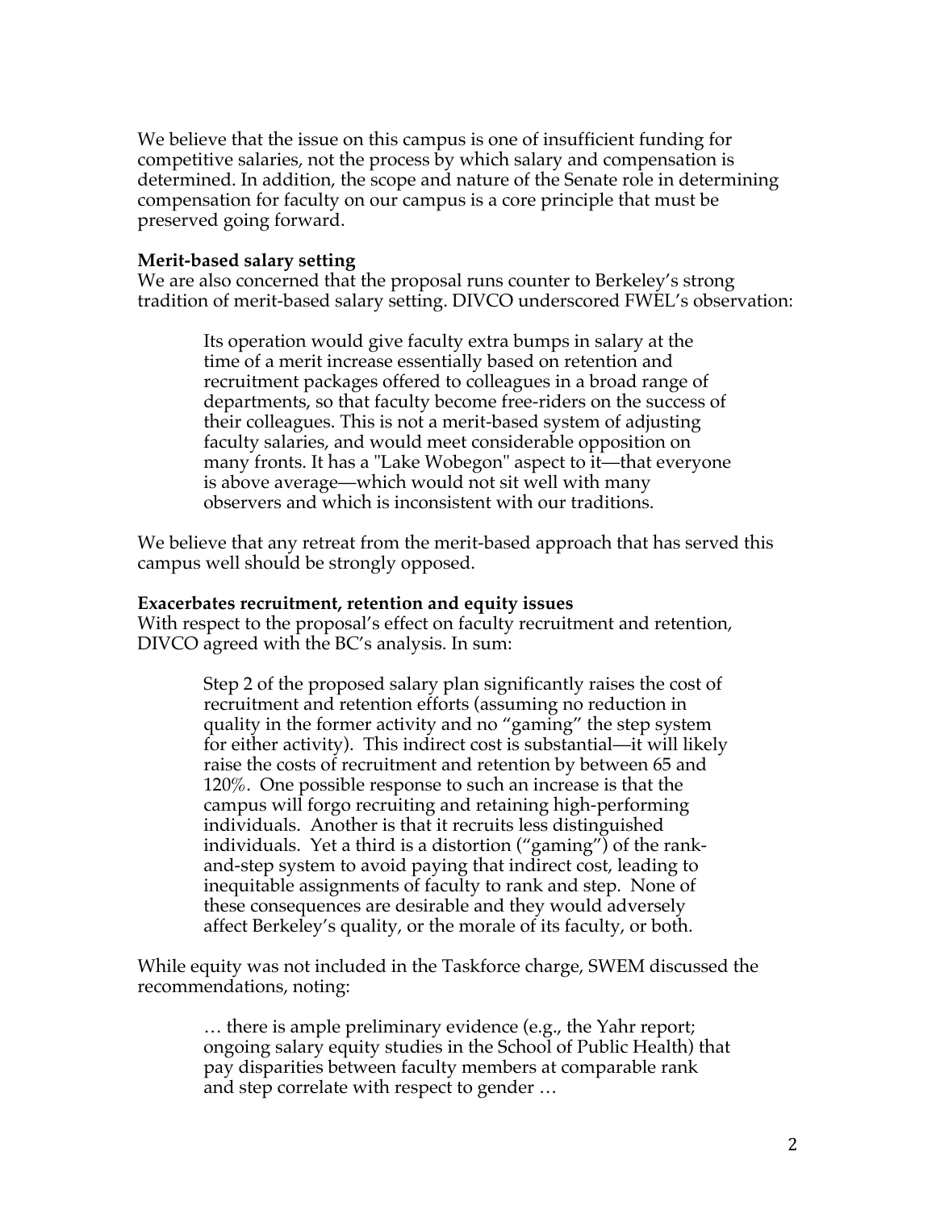We believe that the issue on this campus is one of insufficient funding for competitive salaries, not the process by which salary and compensation is determined. In addition, the scope and nature of the Senate role in determining compensation for faculty on our campus is a core principle that must be preserved going forward.

**Merit-based salary setting**

We are also concerned that the proposal runs counter to Berkeley's strong tradition of merit-based salary setting. DIVCO underscored FWEL's observation:

> Its operation would give faculty extra bumps in salary at the time of a merit increase essentially based on retention and recruitment packages offered to colleagues in a broad range of departments, so that faculty become free-riders on the success of their colleagues. This is not a merit-based system of adjusting faculty salaries, and would meet considerable opposition on many fronts. It has a "Lake Wobegon" aspect to it—that everyone is above average—which would not sit well with many observers and which is inconsistent with our traditions.

We believe that any retreat from the merit-based approach that has served this campus well should be strongly opposed.

**Exacerbates recruitment, retention and equity issues**

With respect to the proposal's effect on faculty recruitment and retention, DIVCO agreed with the BC's analysis. In sum:

> Step 2 of the proposed salary plan significantly raises the cost of recruitment and retention efforts (assuming no reduction in quality in the former activity and no "gaming" the step system for either activity). This indirect cost is substantial—it will likely raise the costs of recruitment and retention by between 65 and 120%. One possible response to such an increase is that the campus will forgo recruiting and retaining high-performing individuals. Another is that it recruits less distinguished individuals. Yet a third is a distortion ("gaming") of the rank-and-step system to avoid paying that indirect cost, leading to inequitable assignments of faculty to rank and step. None of these consequences are desirable and they would adversely affect Berkeley's quality, or the morale of its faculty, or both.

While equity was not included in the Taskforce charge, SWEM discussed the recommendations, noting:

> … there is ample preliminary evidence (e.g., the Yahr report; ongoing salary equity studies in the School of Public Health) that pay disparities between faculty members at comparable rank and step correlate with respect to gender …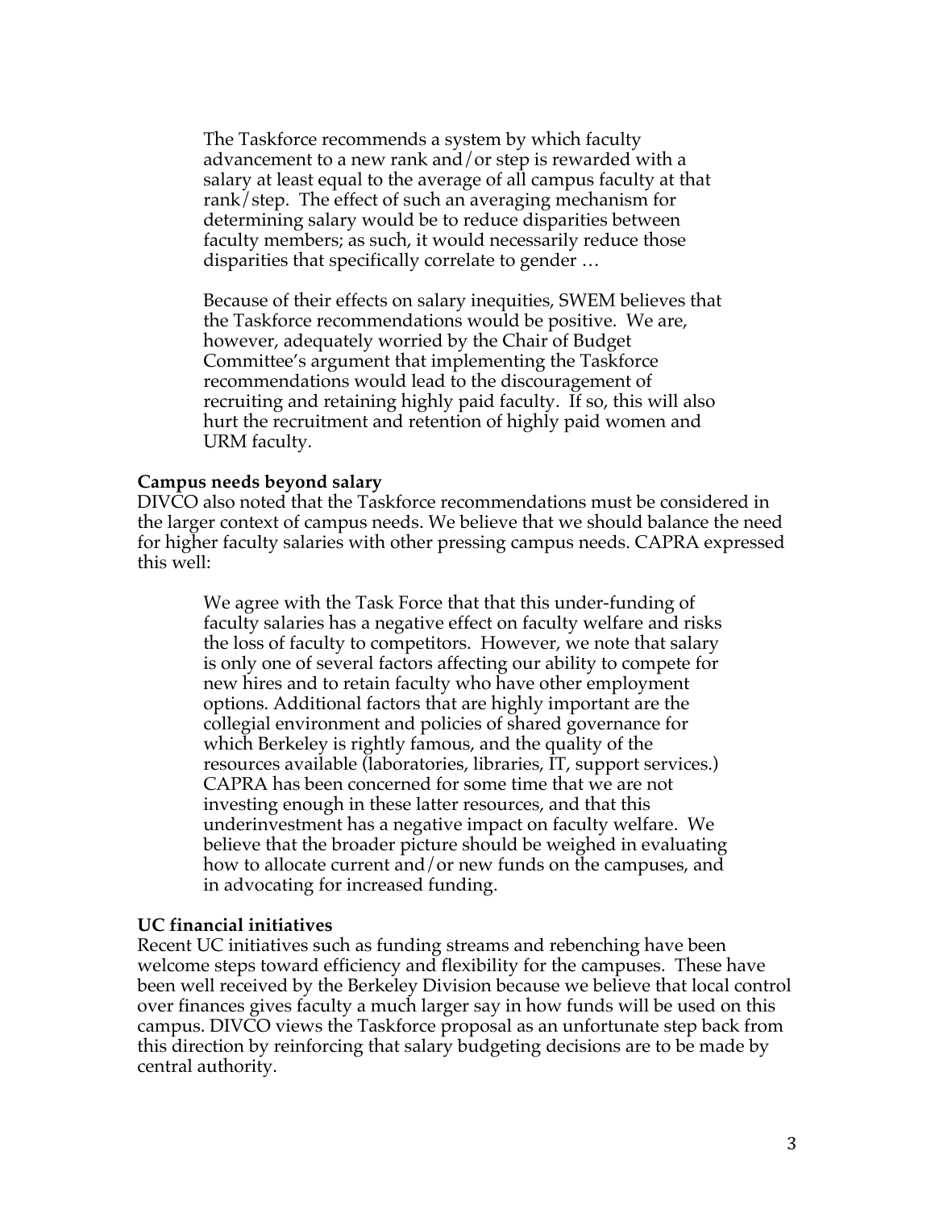> The Taskforce recommends a system by which faculty advancement to a new rank and/or step is rewarded with a salary at least equal to the average of all campus faculty at that rank/step. The effect of such an averaging mechanism for determining salary would be to reduce disparities between faculty members; as such, it would necessarily reduce those disparities that specifically correlate to gender …
>
> Because of their effects on salary inequities, SWEM believes that the Taskforce recommendations would be positive. We are, however, adequately worried by the Chair of Budget Committee's argument that implementing the Taskforce recommendations would lead to the discouragement of recruiting and retaining highly paid faculty. If so, this will also hurt the recruitment and retention of highly paid women and URM faculty.

**Campus needs beyond salary**
DIVCO also noted that the Taskforce recommendations must be considered in the larger context of campus needs. We believe that we should balance the need for higher faculty salaries with other pressing campus needs. CAPRA expressed this well:

> We agree with the Task Force that that this under-funding of faculty salaries has a negative effect on faculty welfare and risks the loss of faculty to competitors. However, we note that salary is only one of several factors affecting our ability to compete for new hires and to retain faculty who have other employment options. Additional factors that are highly important are the collegial environment and policies of shared governance for which Berkeley is rightly famous, and the quality of the resources available (laboratories, libraries, IT, support services.) CAPRA has been concerned for some time that we are not investing enough in these latter resources, and that this underinvestment has a negative impact on faculty welfare. We believe that the broader picture should be weighed in evaluating how to allocate current and/or new funds on the campuses, and in advocating for increased funding.

**UC financial initiatives**
Recent UC initiatives such as funding streams and rebenching have been welcome steps toward efficiency and flexibility for the campuses. These have been well received by the Berkeley Division because we believe that local control over finances gives faculty a much larger say in how funds will be used on this campus. DIVCO views the Taskforce proposal as an unfortunate step back from this direction by reinforcing that salary budgeting decisions are to be made by central authority.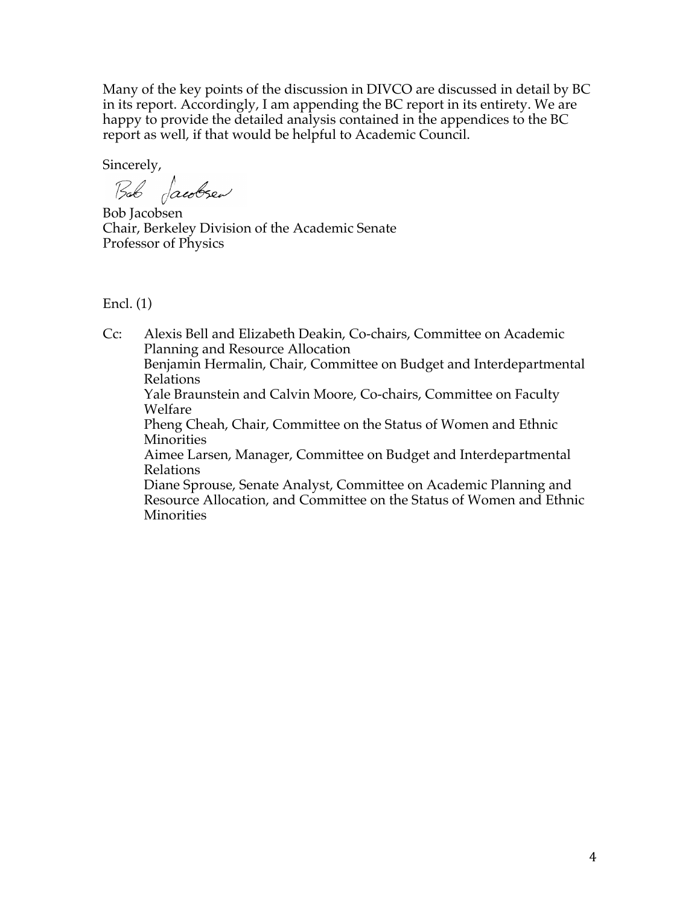Many of the key points of the discussion in DIVCO are discussed in detail by BC in its report. Accordingly, I am appending the BC report in its entirety. We are happy to provide the detailed analysis contained in the appendices to the BC report as well, if that would be helpful to Academic Council.

Sincerely,

Bob Jacobsen
Chair, Berkeley Division of the Academic Senate
Professor of Physics

Encl. (1)

Cc: Alexis Bell and Elizabeth Deakin, Co-chairs, Committee on Academic Planning and Resource Allocation
Benjamin Hermalin, Chair, Committee on Budget and Interdepartmental Relations
Yale Braunstein and Calvin Moore, Co-chairs, Committee on Faculty Welfare
Pheng Cheah, Chair, Committee on the Status of Women and Ethnic Minorities
Aimee Larsen, Manager, Committee on Budget and Interdepartmental Relations
Diane Sprouse, Senate Analyst, Committee on Academic Planning and Resource Allocation, and Committee on the Status of Women and Ethnic Minorities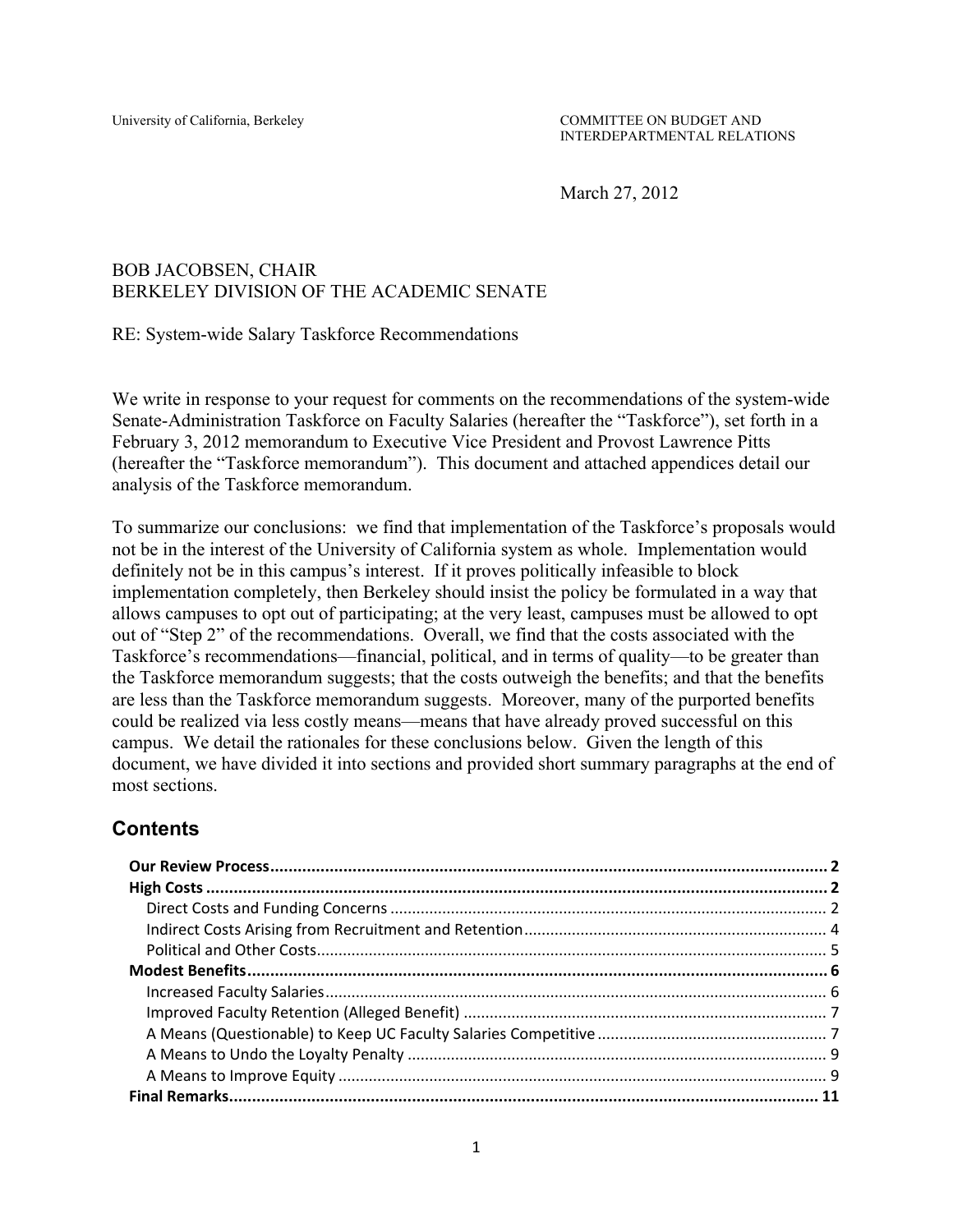University of California, Berkeley

COMMITTEE ON BUDGET AND INTERDEPARTMENTAL RELATIONS

March 27, 2012

BOB JACOBSEN, CHAIR
BERKELEY DIVISION OF THE ACADEMIC SENATE

RE: System-wide Salary Taskforce Recommendations

We write in response to your request for comments on the recommendations of the system-wide Senate-Administration Taskforce on Faculty Salaries (hereafter the "Taskforce"), set forth in a February 3, 2012 memorandum to Executive Vice President and Provost Lawrence Pitts (hereafter the "Taskforce memorandum"). This document and attached appendices detail our analysis of the Taskforce memorandum.

To summarize our conclusions: we find that implementation of the Taskforce's proposals would not be in the interest of the University of California system as whole. Implementation would definitely not be in this campus's interest. If it proves politically infeasible to block implementation completely, then Berkeley should insist the policy be formulated in a way that allows campuses to opt out of participating; at the very least, campuses must be allowed to opt out of "Step 2" of the recommendations. Overall, we find that the costs associated with the Taskforce's recommendations—financial, political, and in terms of quality—to be greater than the Taskforce memorandum suggests; that the costs outweigh the benefits; and that the benefits are less than the Taskforce memorandum suggests. Moreover, many of the purported benefits could be realized via less costly means—means that have already proved successful on this campus. We detail the rationales for these conclusions below. Given the length of this document, we have divided it into sections and provided short summary paragraphs at the end of most sections.

## Contents

- **Our Review Process** ....... 2
- **High Costs** ....... 2
  - Direct Costs and Funding Concerns ....... 2
  - Indirect Costs Arising from Recruitment and Retention ....... 4
  - Political and Other Costs ....... 5
- **Modest Benefits** ....... 6
  - Increased Faculty Salaries ....... 6
  - Improved Faculty Retention (Alleged Benefit) ....... 7
  - A Means (Questionable) to Keep UC Faculty Salaries Competitive ....... 7
  - A Means to Undo the Loyalty Penalty ....... 9
  - A Means to Improve Equity ....... 9
- **Final Remarks** ....... 11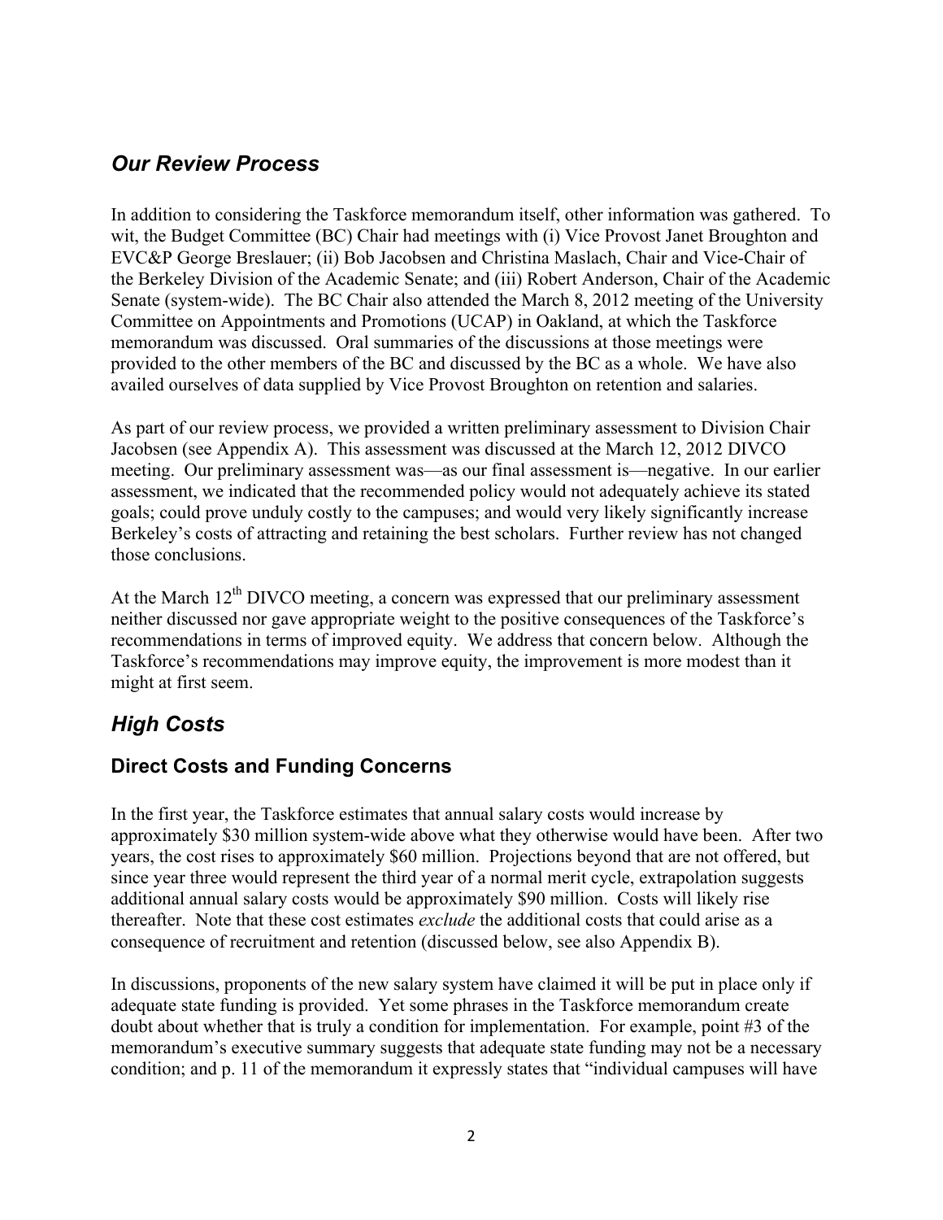## *Our Review Process*

In addition to considering the Taskforce memorandum itself, other information was gathered. To wit, the Budget Committee (BC) Chair had meetings with (i) Vice Provost Janet Broughton and EVC&P George Breslauer; (ii) Bob Jacobsen and Christina Maslach, Chair and Vice-Chair of the Berkeley Division of the Academic Senate; and (iii) Robert Anderson, Chair of the Academic Senate (system-wide). The BC Chair also attended the March 8, 2012 meeting of the University Committee on Appointments and Promotions (UCAP) in Oakland, at which the Taskforce memorandum was discussed. Oral summaries of the discussions at those meetings were provided to the other members of the BC and discussed by the BC as a whole. We have also availed ourselves of data supplied by Vice Provost Broughton on retention and salaries.

As part of our review process, we provided a written preliminary assessment to Division Chair Jacobsen (see Appendix A). This assessment was discussed at the March 12, 2012 DIVCO meeting. Our preliminary assessment was—as our final assessment is—negative. In our earlier assessment, we indicated that the recommended policy would not adequately achieve its stated goals; could prove unduly costly to the campuses; and would very likely significantly increase Berkeley's costs of attracting and retaining the best scholars. Further review has not changed those conclusions.

At the March 12th DIVCO meeting, a concern was expressed that our preliminary assessment neither discussed nor gave appropriate weight to the positive consequences of the Taskforce's recommendations in terms of improved equity. We address that concern below. Although the Taskforce's recommendations may improve equity, the improvement is more modest than it might at first seem.

## *High Costs*

### Direct Costs and Funding Concerns

In the first year, the Taskforce estimates that annual salary costs would increase by approximately $30 million system-wide above what they otherwise would have been. After two years, the cost rises to approximately $60 million. Projections beyond that are not offered, but since year three would represent the third year of a normal merit cycle, extrapolation suggests additional annual salary costs would be approximately $90 million. Costs will likely rise thereafter. Note that these cost estimates *exclude* the additional costs that could arise as a consequence of recruitment and retention (discussed below, see also Appendix B).

In discussions, proponents of the new salary system have claimed it will be put in place only if adequate state funding is provided. Yet some phrases in the Taskforce memorandum create doubt about whether that is truly a condition for implementation. For example, point #3 of the memorandum's executive summary suggests that adequate state funding may not be a necessary condition; and p. 11 of the memorandum it expressly states that "individual campuses will have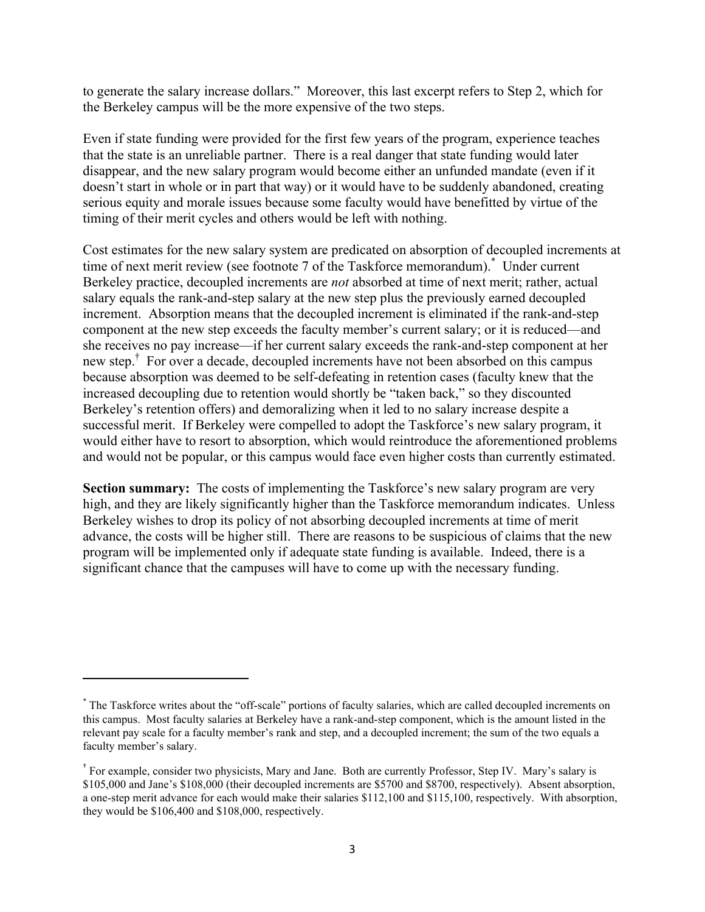to generate the salary increase dollars." Moreover, this last excerpt refers to Step 2, which for the Berkeley campus will be the more expensive of the two steps.

Even if state funding were provided for the first few years of the program, experience teaches that the state is an unreliable partner. There is a real danger that state funding would later disappear, and the new salary program would become either an unfunded mandate (even if it doesn't start in whole or in part that way) or it would have to be suddenly abandoned, creating serious equity and morale issues because some faculty would have benefitted by virtue of the timing of their merit cycles and others would be left with nothing.

Cost estimates for the new salary system are predicated on absorption of decoupled increments at time of next merit review (see footnote 7 of the Taskforce memorandum).* Under current Berkeley practice, decoupled increments are *not* absorbed at time of next merit; rather, actual salary equals the rank-and-step salary at the new step plus the previously earned decoupled increment. Absorption means that the decoupled increment is eliminated if the rank-and-step component at the new step exceeds the faculty member's current salary; or it is reduced—and she receives no pay increase—if her current salary exceeds the rank-and-step component at her new step.† For over a decade, decoupled increments have not been absorbed on this campus because absorption was deemed to be self-defeating in retention cases (faculty knew that the increased decoupling due to retention would shortly be "taken back," so they discounted Berkeley's retention offers) and demoralizing when it led to no salary increase despite a successful merit. If Berkeley were compelled to adopt the Taskforce's new salary program, it would either have to resort to absorption, which would reintroduce the aforementioned problems and would not be popular, or this campus would face even higher costs than currently estimated.

**Section summary:** The costs of implementing the Taskforce's new salary program are very high, and they are likely significantly higher than the Taskforce memorandum indicates. Unless Berkeley wishes to drop its policy of not absorbing decoupled increments at time of merit advance, the costs will be higher still. There are reasons to be suspicious of claims that the new program will be implemented only if adequate state funding is available. Indeed, there is a significant chance that the campuses will have to come up with the necessary funding.

---

* The Taskforce writes about the "off-scale" portions of faculty salaries, which are called decoupled increments on this campus. Most faculty salaries at Berkeley have a rank-and-step component, which is the amount listed in the relevant pay scale for a faculty member's rank and step, and a decoupled increment; the sum of the two equals a faculty member's salary.

† For example, consider two physicists, Mary and Jane. Both are currently Professor, Step IV. Mary's salary is $105,000 and Jane's $108,000 (their decoupled increments are $5700 and $8700, respectively). Absent absorption, a one-step merit advance for each would make their salaries $112,100 and $115,100, respectively. With absorption, they would be $106,400 and $108,000, respectively.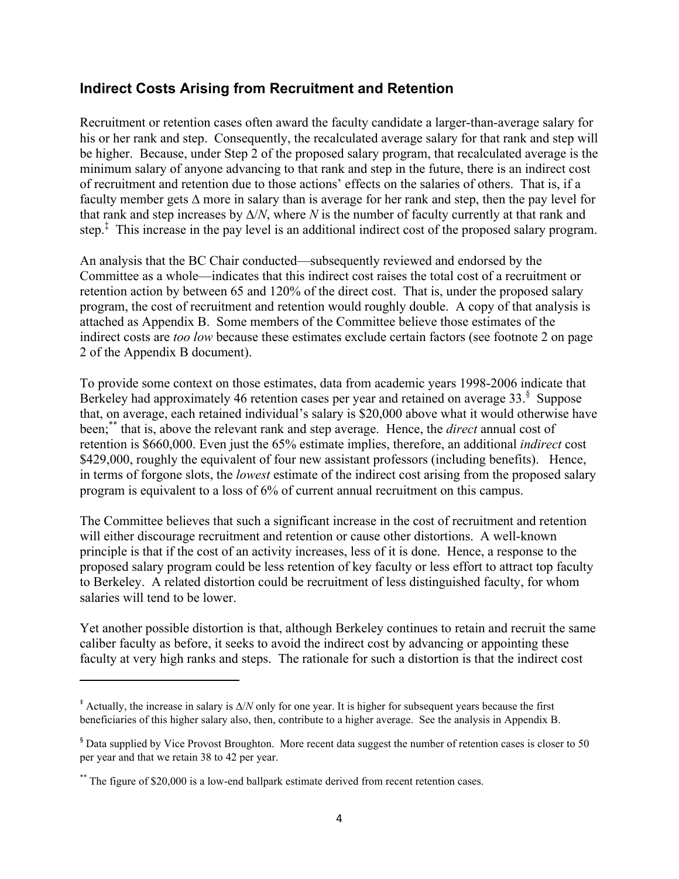## Indirect Costs Arising from Recruitment and Retention

Recruitment or retention cases often award the faculty candidate a larger-than-average salary for his or her rank and step. Consequently, the recalculated average salary for that rank and step will be higher. Because, under Step 2 of the proposed salary program, that recalculated average is the minimum salary of anyone advancing to that rank and step in the future, there is an indirect cost of recruitment and retention due to those actions' effects on the salaries of others. That is, if a faculty member gets $\Delta$ more in salary than is average for her rank and step, then the pay level for that rank and step increases by $\Delta/N$, where $N$ is the number of faculty currently at that rank and step.[‡] This increase in the pay level is an additional indirect cost of the proposed salary program.

An analysis that the BC Chair conducted—subsequently reviewed and endorsed by the Committee as a whole—indicates that this indirect cost raises the total cost of a recruitment or retention action by between 65 and 120% of the direct cost. That is, under the proposed salary program, the cost of recruitment and retention would roughly double. A copy of that analysis is attached as Appendix B. Some members of the Committee believe those estimates of the indirect costs are *too low* because these estimates exclude certain factors (see footnote 2 on page 2 of the Appendix B document).

To provide some context on those estimates, data from academic years 1998-2006 indicate that Berkeley had approximately 46 retention cases per year and retained on average 33.[§] Suppose that, on average, each retained individual's salary is $20,000 above what it would otherwise have been;[**] that is, above the relevant rank and step average. Hence, the *direct* annual cost of retention is $660,000. Even just the 65% estimate implies, therefore, an additional *indirect* cost $429,000, roughly the equivalent of four new assistant professors (including benefits). Hence, in terms of forgone slots, the *lowest* estimate of the indirect cost arising from the proposed salary program is equivalent to a loss of 6% of current annual recruitment on this campus.

The Committee believes that such a significant increase in the cost of recruitment and retention will either discourage recruitment and retention or cause other distortions. A well-known principle is that if the cost of an activity increases, less of it is done. Hence, a response to the proposed salary program could be less retention of key faculty or less effort to attract top faculty to Berkeley. A related distortion could be recruitment of less distinguished faculty, for whom salaries will tend to be lower.

Yet another possible distortion is that, although Berkeley continues to retain and recruit the same caliber faculty as before, it seeks to avoid the indirect cost by advancing or appointing these faculty at very high ranks and steps. The rationale for such a distortion is that the indirect cost

---

[‡] Actually, the increase in salary is $\Delta/N$ only for one year. It is higher for subsequent years because the first beneficiaries of this higher salary also, then, contribute to a higher average. See the analysis in Appendix B.

[§] Data supplied by Vice Provost Broughton. More recent data suggest the number of retention cases is closer to 50 per year and that we retain 38 to 42 per year.

[**] The figure of $20,000 is a low-end ballpark estimate derived from recent retention cases.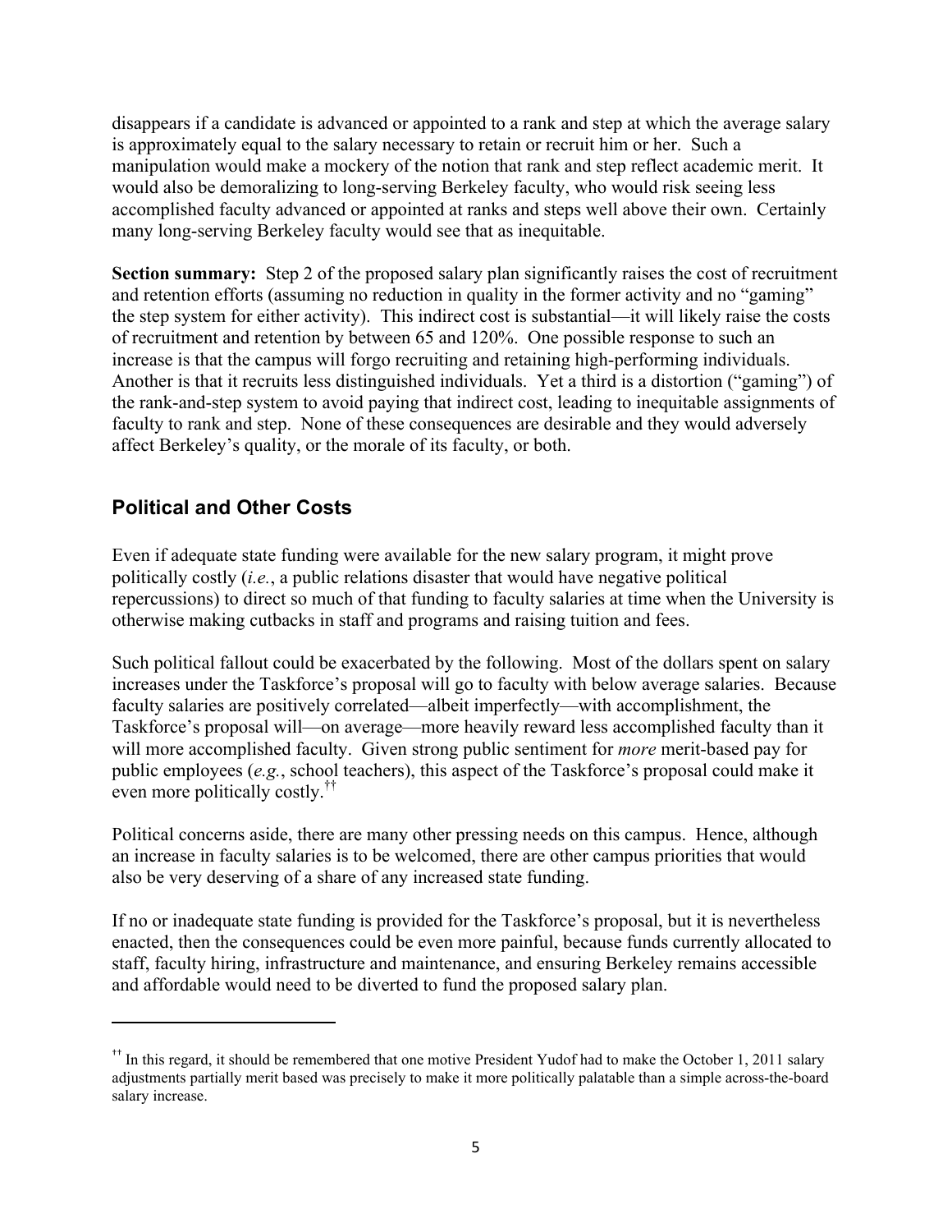disappears if a candidate is advanced or appointed to a rank and step at which the average salary is approximately equal to the salary necessary to retain or recruit him or her. Such a manipulation would make a mockery of the notion that rank and step reflect academic merit. It would also be demoralizing to long-serving Berkeley faculty, who would risk seeing less accomplished faculty advanced or appointed at ranks and steps well above their own. Certainly many long-serving Berkeley faculty would see that as inequitable.

**Section summary:** Step 2 of the proposed salary plan significantly raises the cost of recruitment and retention efforts (assuming no reduction in quality in the former activity and no "gaming" the step system for either activity). This indirect cost is substantial—it will likely raise the costs of recruitment and retention by between 65 and 120%. One possible response to such an increase is that the campus will forgo recruiting and retaining high-performing individuals. Another is that it recruits less distinguished individuals. Yet a third is a distortion ("gaming") of the rank-and-step system to avoid paying that indirect cost, leading to inequitable assignments of faculty to rank and step. None of these consequences are desirable and they would adversely affect Berkeley's quality, or the morale of its faculty, or both.

## Political and Other Costs

Even if adequate state funding were available for the new salary program, it might prove politically costly (*i.e.*, a public relations disaster that would have negative political repercussions) to direct so much of that funding to faculty salaries at time when the University is otherwise making cutbacks in staff and programs and raising tuition and fees.

Such political fallout could be exacerbated by the following. Most of the dollars spent on salary increases under the Taskforce's proposal will go to faculty with below average salaries. Because faculty salaries are positively correlated—albeit imperfectly—with accomplishment, the Taskforce's proposal will—on average—more heavily reward less accomplished faculty than it will more accomplished faculty. Given strong public sentiment for *more* merit-based pay for public employees (*e.g.*, school teachers), this aspect of the Taskforce's proposal could make it even more politically costly.[††]

Political concerns aside, there are many other pressing needs on this campus. Hence, although an increase in faculty salaries is to be welcomed, there are other campus priorities that would also be very deserving of a share of any increased state funding.

If no or inadequate state funding is provided for the Taskforce's proposal, but it is nevertheless enacted, then the consequences could be even more painful, because funds currently allocated to staff, faculty hiring, infrastructure and maintenance, and ensuring Berkeley remains accessible and affordable would need to be diverted to fund the proposed salary plan.

---

[††] In this regard, it should be remembered that one motive President Yudof had to make the October 1, 2011 salary adjustments partially merit based was precisely to make it more politically palatable than a simple across-the-board salary increase.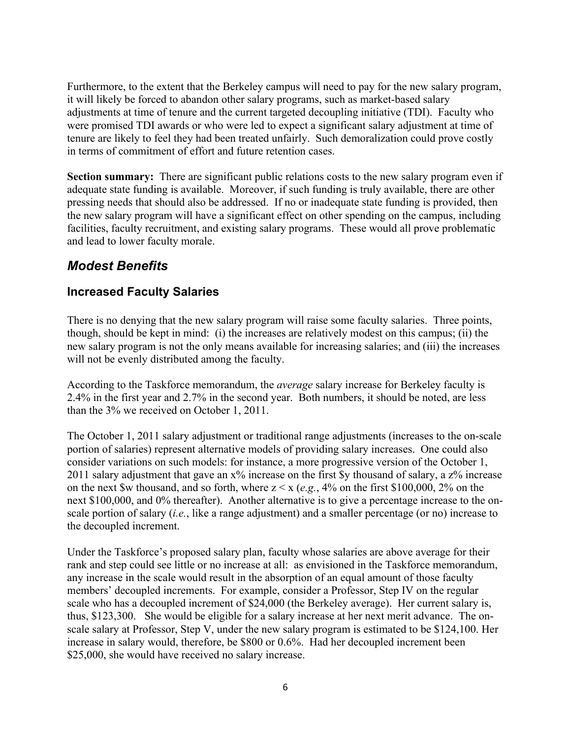Furthermore, to the extent that the Berkeley campus will need to pay for the new salary program, it will likely be forced to abandon other salary programs, such as market-based salary adjustments at time of tenure and the current targeted decoupling initiative (TDI). Faculty who were promised TDI awards or who were led to expect a significant salary adjustment at time of tenure are likely to feel they had been treated unfairly. Such demoralization could prove costly in terms of commitment of effort and future retention cases.

**Section summary:** There are significant public relations costs to the new salary program even if adequate state funding is available. Moreover, if such funding is truly available, there are other pressing needs that should also be addressed. If no or inadequate state funding is provided, then the new salary program will have a significant effect on other spending on the campus, including facilities, faculty recruitment, and existing salary programs. These would all prove problematic and lead to lower faculty morale.

## *Modest Benefits*

### Increased Faculty Salaries

There is no denying that the new salary program will raise some faculty salaries. Three points, though, should be kept in mind: (i) the increases are relatively modest on this campus; (ii) the new salary program is not the only means available for increasing salaries; and (iii) the increases will not be evenly distributed among the faculty.

According to the Taskforce memorandum, the *average* salary increase for Berkeley faculty is 2.4% in the first year and 2.7% in the second year. Both numbers, it should be noted, are less than the 3% we received on October 1, 2011.

The October 1, 2011 salary adjustment or traditional range adjustments (increases to the on-scale portion of salaries) represent alternative models of providing salary increases. One could also consider variations on such models: for instance, a more progressive version of the October 1, 2011 salary adjustment that gave an x% increase on the first $y thousand of salary, a z% increase on the next $w thousand, and so forth, where z < x (*e.g.*, 4% on the first $100,000, 2% on the next $100,000, and 0% thereafter). Another alternative is to give a percentage increase to the on-scale portion of salary (*i.e.*, like a range adjustment) and a smaller percentage (or no) increase to the decoupled increment.

Under the Taskforce's proposed salary plan, faculty whose salaries are above average for their rank and step could see little or no increase at all: as envisioned in the Taskforce memorandum, any increase in the scale would result in the absorption of an equal amount of those faculty members' decoupled increments. For example, consider a Professor, Step IV on the regular scale who has a decoupled increment of $24,000 (the Berkeley average). Her current salary is, thus, $123,300. She would be eligible for a salary increase at her next merit advance. The on-scale salary at Professor, Step V, under the new salary program is estimated to be $124,100. Her increase in salary would, therefore, be $800 or 0.6%. Had her decoupled increment been $25,000, she would have received no salary increase.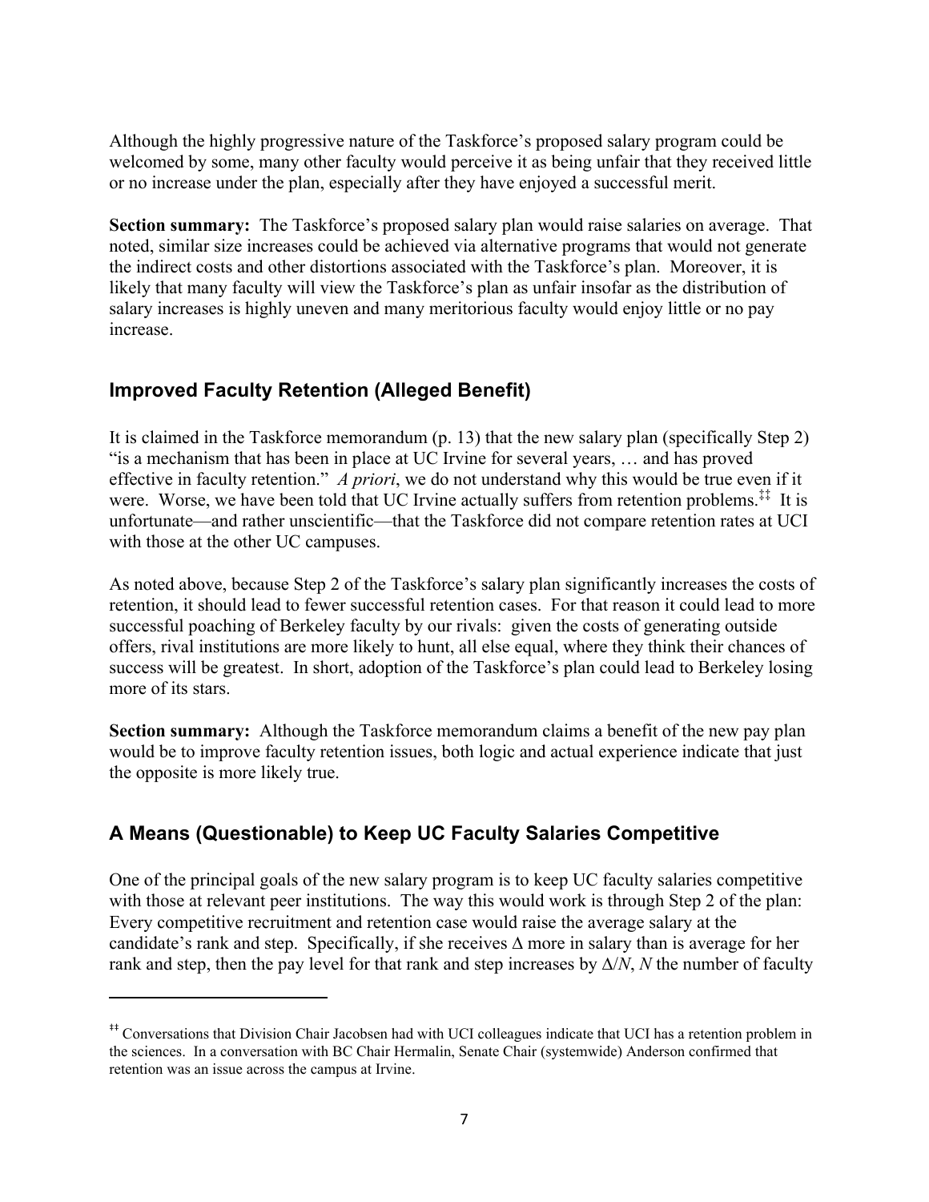Although the highly progressive nature of the Taskforce's proposed salary program could be welcomed by some, many other faculty would perceive it as being unfair that they received little or no increase under the plan, especially after they have enjoyed a successful merit.

**Section summary:** The Taskforce's proposed salary plan would raise salaries on average. That noted, similar size increases could be achieved via alternative programs that would not generate the indirect costs and other distortions associated with the Taskforce's plan. Moreover, it is likely that many faculty will view the Taskforce's plan as unfair insofar as the distribution of salary increases is highly uneven and many meritorious faculty would enjoy little or no pay increase.

## Improved Faculty Retention (Alleged Benefit)

It is claimed in the Taskforce memorandum (p. 13) that the new salary plan (specifically Step 2) "is a mechanism that has been in place at UC Irvine for several years, … and has proved effective in faculty retention." *A priori*, we do not understand why this would be true even if it were. Worse, we have been told that UC Irvine actually suffers from retention problems.[‡‡] It is unfortunate—and rather unscientific—that the Taskforce did not compare retention rates at UCI with those at the other UC campuses.

As noted above, because Step 2 of the Taskforce's salary plan significantly increases the costs of retention, it should lead to fewer successful retention cases. For that reason it could lead to more successful poaching of Berkeley faculty by our rivals: given the costs of generating outside offers, rival institutions are more likely to hunt, all else equal, where they think their chances of success will be greatest. In short, adoption of the Taskforce's plan could lead to Berkeley losing more of its stars.

**Section summary:** Although the Taskforce memorandum claims a benefit of the new pay plan would be to improve faculty retention issues, both logic and actual experience indicate that just the opposite is more likely true.

## A Means (Questionable) to Keep UC Faculty Salaries Competitive

One of the principal goals of the new salary program is to keep UC faculty salaries competitive with those at relevant peer institutions. The way this would work is through Step 2 of the plan: Every competitive recruitment and retention case would raise the average salary at the candidate's rank and step. Specifically, if she receives $\Delta$ more in salary than is average for her rank and step, then the pay level for that rank and step increases by $\Delta/N$, $N$ the number of faculty

---

[‡‡] Conversations that Division Chair Jacobsen had with UCI colleagues indicate that UCI has a retention problem in the sciences. In a conversation with BC Chair Hermalin, Senate Chair (systemwide) Anderson confirmed that retention was an issue across the campus at Irvine.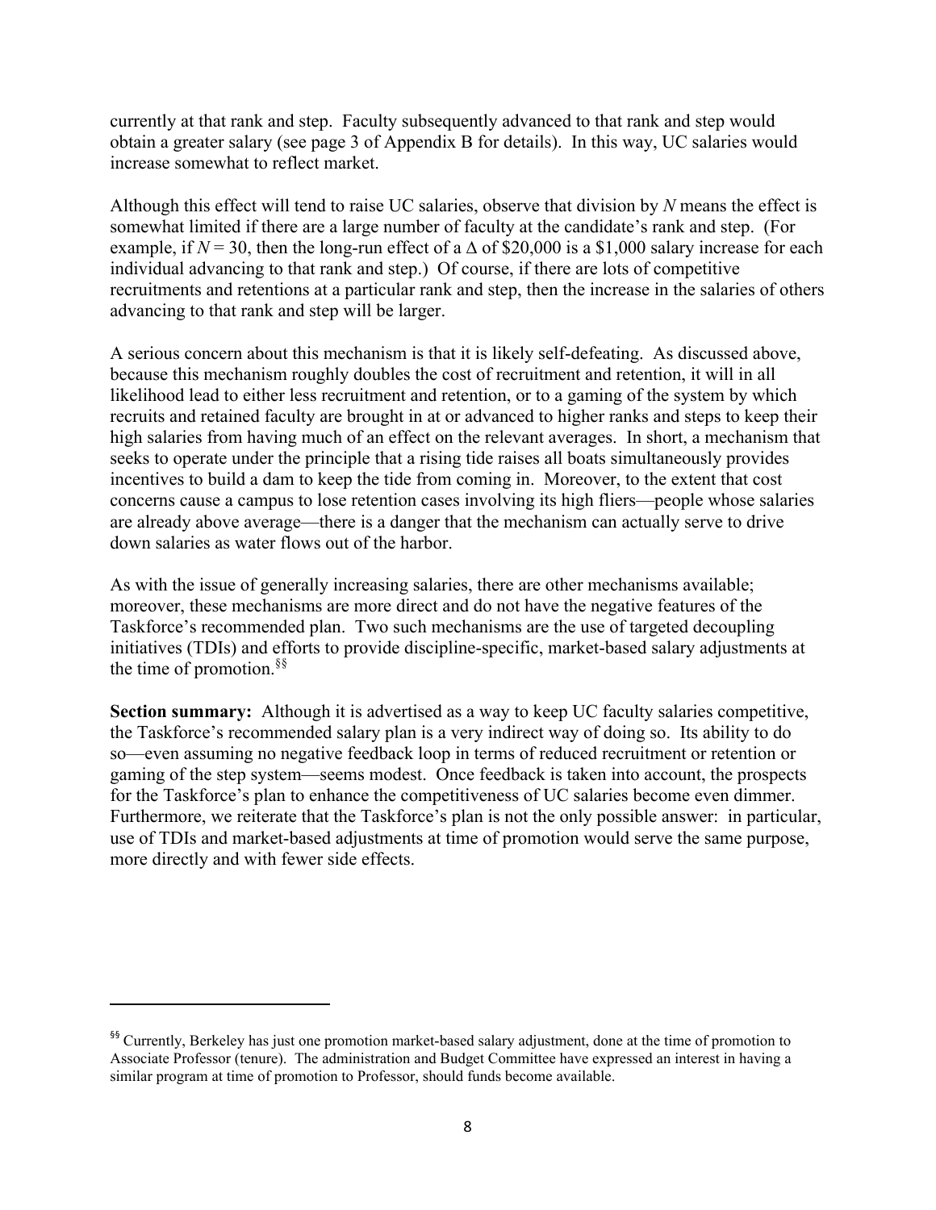currently at that rank and step. Faculty subsequently advanced to that rank and step would obtain a greater salary (see page 3 of Appendix B for details). In this way, UC salaries would increase somewhat to reflect market.

Although this effect will tend to raise UC salaries, observe that division by $N$ means the effect is somewhat limited if there are a large number of faculty at the candidate's rank and step. (For example, if $N = 30$, then the long-run effect of a $\Delta$ of \$20,000 is a \$1,000 salary increase for each individual advancing to that rank and step.) Of course, if there are lots of competitive recruitments and retentions at a particular rank and step, then the increase in the salaries of others advancing to that rank and step will be larger.

A serious concern about this mechanism is that it is likely self-defeating. As discussed above, because this mechanism roughly doubles the cost of recruitment and retention, it will in all likelihood lead to either less recruitment and retention, or to a gaming of the system by which recruits and retained faculty are brought in at or advanced to higher ranks and steps to keep their high salaries from having much of an effect on the relevant averages. In short, a mechanism that seeks to operate under the principle that a rising tide raises all boats simultaneously provides incentives to build a dam to keep the tide from coming in. Moreover, to the extent that cost concerns cause a campus to lose retention cases involving its high fliers—people whose salaries are already above average—there is a danger that the mechanism can actually serve to drive down salaries as water flows out of the harbor.

As with the issue of generally increasing salaries, there are other mechanisms available; moreover, these mechanisms are more direct and do not have the negative features of the Taskforce's recommended plan. Two such mechanisms are the use of targeted decoupling initiatives (TDIs) and efforts to provide discipline-specific, market-based salary adjustments at the time of promotion.[§§]

**Section summary:** Although it is advertised as a way to keep UC faculty salaries competitive, the Taskforce's recommended salary plan is a very indirect way of doing so. Its ability to do so—even assuming no negative feedback loop in terms of reduced recruitment or retention or gaming of the step system—seems modest. Once feedback is taken into account, the prospects for the Taskforce's plan to enhance the competitiveness of UC salaries become even dimmer. Furthermore, we reiterate that the Taskforce's plan is not the only possible answer: in particular, use of TDIs and market-based adjustments at time of promotion would serve the same purpose, more directly and with fewer side effects.

---

[§§] Currently, Berkeley has just one promotion market-based salary adjustment, done at the time of promotion to Associate Professor (tenure). The administration and Budget Committee have expressed an interest in having a similar program at time of promotion to Professor, should funds become available.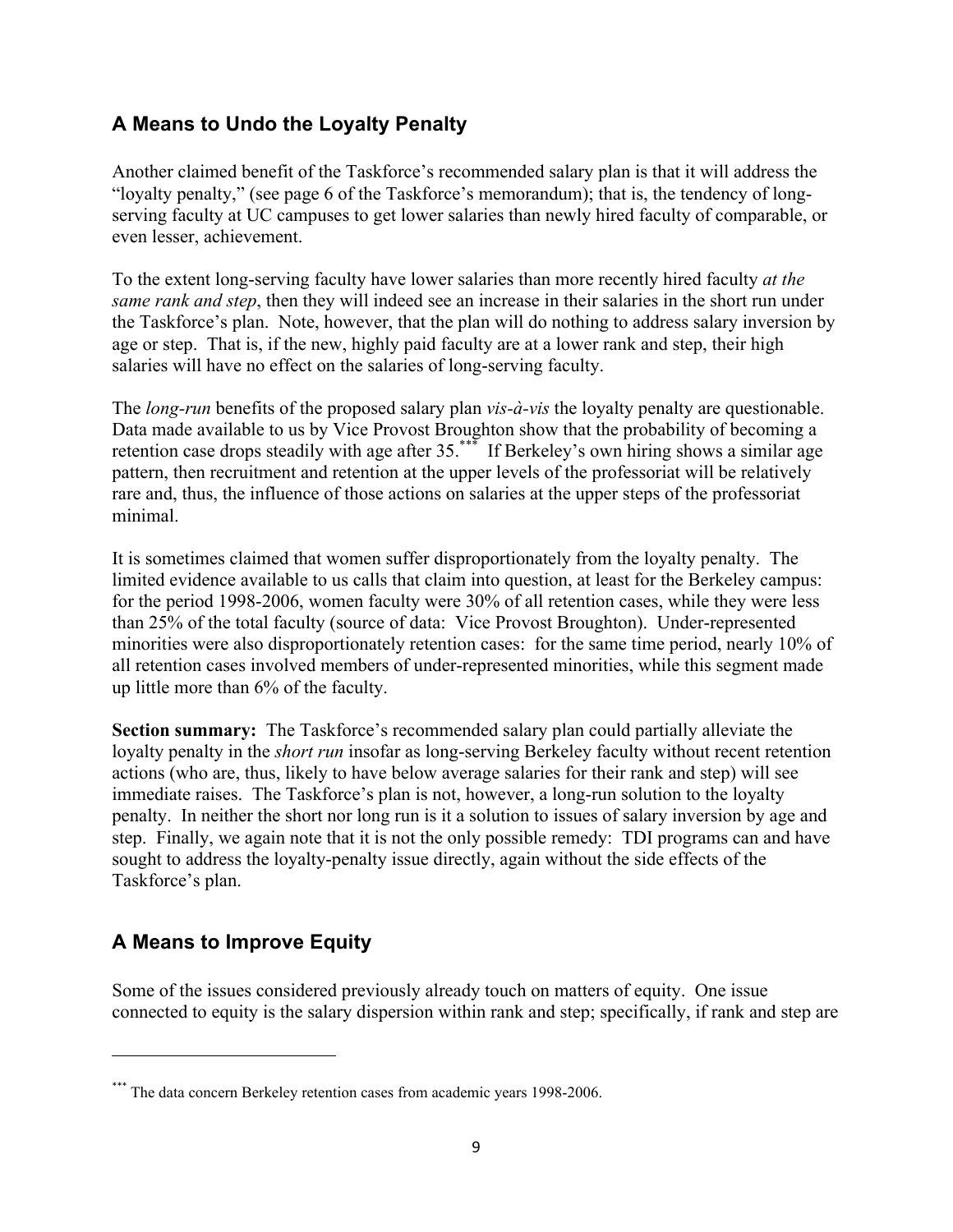## A Means to Undo the Loyalty Penalty

Another claimed benefit of the Taskforce's recommended salary plan is that it will address the "loyalty penalty," (see page 6 of the Taskforce's memorandum); that is, the tendency of long-serving faculty at UC campuses to get lower salaries than newly hired faculty of comparable, or even lesser, achievement.

To the extent long-serving faculty have lower salaries than more recently hired faculty *at the same rank and step*, then they will indeed see an increase in their salaries in the short run under the Taskforce's plan. Note, however, that the plan will do nothing to address salary inversion by age or step. That is, if the new, highly paid faculty are at a lower rank and step, their high salaries will have no effect on the salaries of long-serving faculty.

The *long-run* benefits of the proposed salary plan *vis-à-vis* the loyalty penalty are questionable. Data made available to us by Vice Provost Broughton show that the probability of becoming a retention case drops steadily with age after 35.[***] If Berkeley's own hiring shows a similar age pattern, then recruitment and retention at the upper levels of the professoriat will be relatively rare and, thus, the influence of those actions on salaries at the upper steps of the professoriat minimal.

It is sometimes claimed that women suffer disproportionately from the loyalty penalty. The limited evidence available to us calls that claim into question, at least for the Berkeley campus: for the period 1998-2006, women faculty were 30% of all retention cases, while they were less than 25% of the total faculty (source of data: Vice Provost Broughton). Under-represented minorities were also disproportionately retention cases: for the same time period, nearly 10% of all retention cases involved members of under-represented minorities, while this segment made up little more than 6% of the faculty.

**Section summary:** The Taskforce's recommended salary plan could partially alleviate the loyalty penalty in the *short run* insofar as long-serving Berkeley faculty without recent retention actions (who are, thus, likely to have below average salaries for their rank and step) will see immediate raises. The Taskforce's plan is not, however, a long-run solution to the loyalty penalty. In neither the short nor long run is it a solution to issues of salary inversion by age and step. Finally, we again note that it is not the only possible remedy: TDI programs can and have sought to address the loyalty-penalty issue directly, again without the side effects of the Taskforce's plan.

## A Means to Improve Equity

Some of the issues considered previously already touch on matters of equity. One issue connected to equity is the salary dispersion within rank and step; specifically, if rank and step are

---

[***] The data concern Berkeley retention cases from academic years 1998-2006.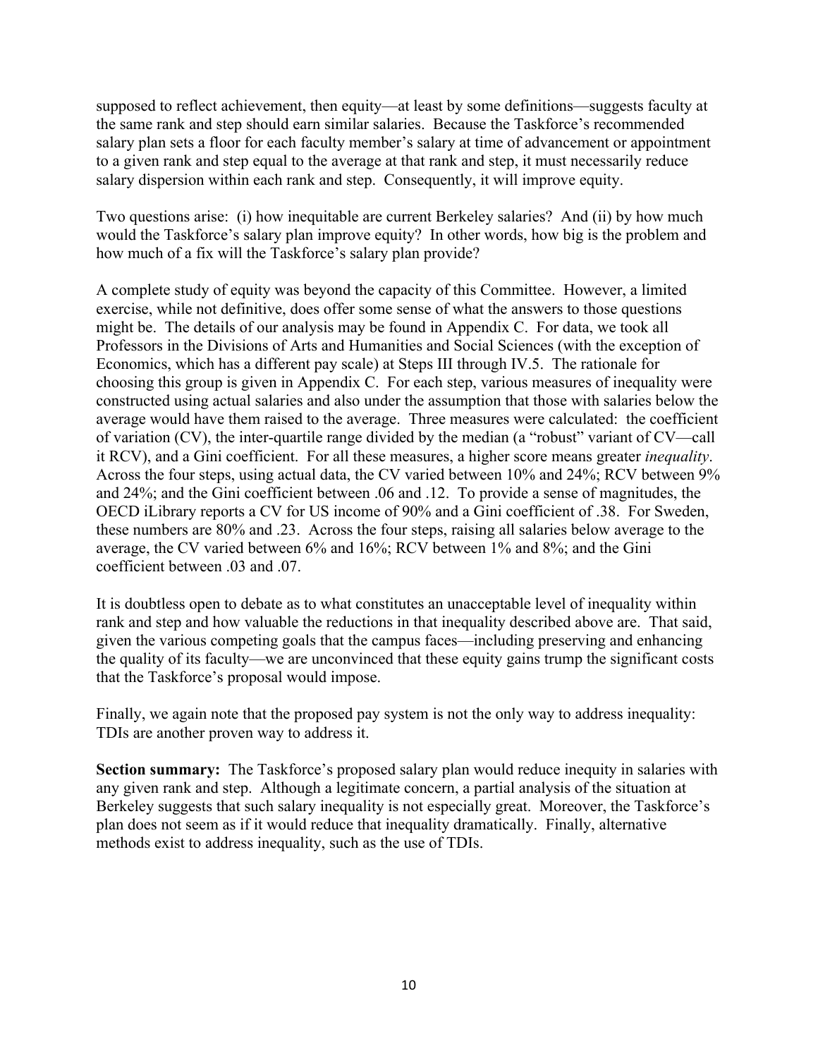supposed to reflect achievement, then equity—at least by some definitions—suggests faculty at the same rank and step should earn similar salaries. Because the Taskforce's recommended salary plan sets a floor for each faculty member's salary at time of advancement or appointment to a given rank and step equal to the average at that rank and step, it must necessarily reduce salary dispersion within each rank and step. Consequently, it will improve equity.

Two questions arise: (i) how inequitable are current Berkeley salaries? And (ii) by how much would the Taskforce's salary plan improve equity? In other words, how big is the problem and how much of a fix will the Taskforce's salary plan provide?

A complete study of equity was beyond the capacity of this Committee. However, a limited exercise, while not definitive, does offer some sense of what the answers to those questions might be. The details of our analysis may be found in Appendix C. For data, we took all Professors in the Divisions of Arts and Humanities and Social Sciences (with the exception of Economics, which has a different pay scale) at Steps III through IV.5. The rationale for choosing this group is given in Appendix C. For each step, various measures of inequality were constructed using actual salaries and also under the assumption that those with salaries below the average would have them raised to the average. Three measures were calculated: the coefficient of variation (CV), the inter-quartile range divided by the median (a "robust" variant of CV—call it RCV), and a Gini coefficient. For all these measures, a higher score means greater *inequality*. Across the four steps, using actual data, the CV varied between 10% and 24%; RCV between 9% and 24%; and the Gini coefficient between .06 and .12. To provide a sense of magnitudes, the OECD iLibrary reports a CV for US income of 90% and a Gini coefficient of .38. For Sweden, these numbers are 80% and .23. Across the four steps, raising all salaries below average to the average, the CV varied between 6% and 16%; RCV between 1% and 8%; and the Gini coefficient between .03 and .07.

It is doubtless open to debate as to what constitutes an unacceptable level of inequality within rank and step and how valuable the reductions in that inequality described above are. That said, given the various competing goals that the campus faces—including preserving and enhancing the quality of its faculty—we are unconvinced that these equity gains trump the significant costs that the Taskforce's proposal would impose.

Finally, we again note that the proposed pay system is not the only way to address inequality: TDIs are another proven way to address it.

**Section summary:** The Taskforce's proposed salary plan would reduce inequity in salaries with any given rank and step. Although a legitimate concern, a partial analysis of the situation at Berkeley suggests that such salary inequality is not especially great. Moreover, the Taskforce's plan does not seem as if it would reduce that inequality dramatically. Finally, alternative methods exist to address inequality, such as the use of TDIs.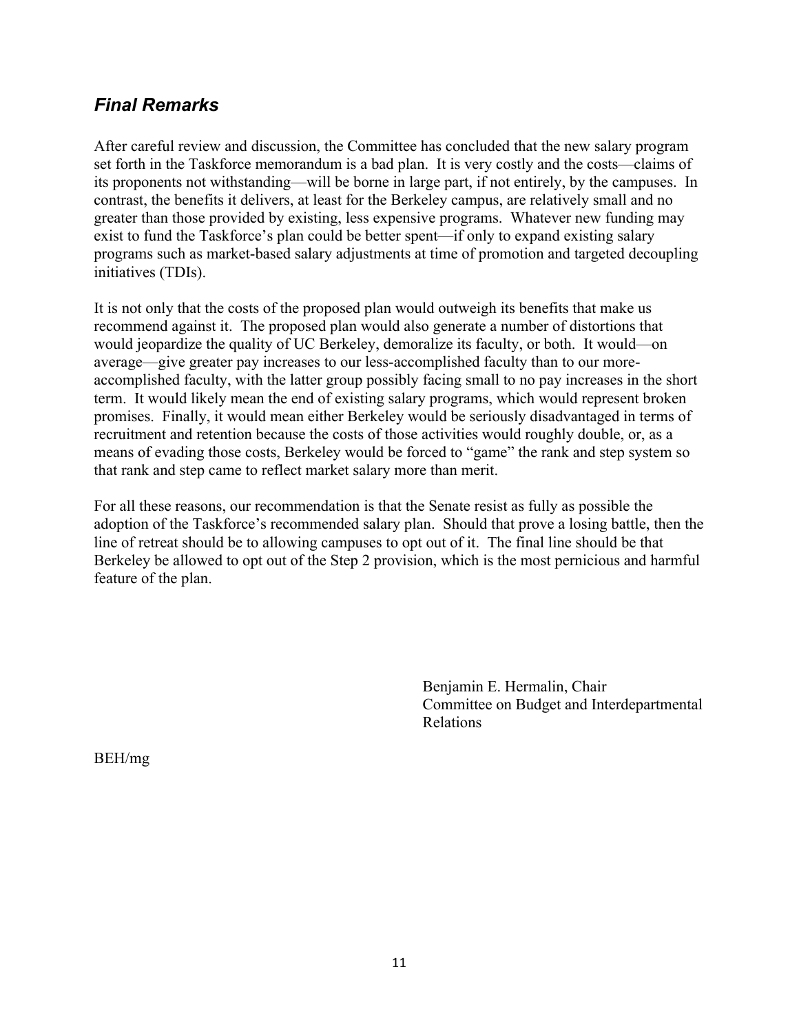## *Final Remarks*

After careful review and discussion, the Committee has concluded that the new salary program set forth in the Taskforce memorandum is a bad plan. It is very costly and the costs—claims of its proponents not withstanding—will be borne in large part, if not entirely, by the campuses. In contrast, the benefits it delivers, at least for the Berkeley campus, are relatively small and no greater than those provided by existing, less expensive programs. Whatever new funding may exist to fund the Taskforce's plan could be better spent—if only to expand existing salary programs such as market-based salary adjustments at time of promotion and targeted decoupling initiatives (TDIs).

It is not only that the costs of the proposed plan would outweigh its benefits that make us recommend against it. The proposed plan would also generate a number of distortions that would jeopardize the quality of UC Berkeley, demoralize its faculty, or both. It would—on average—give greater pay increases to our less-accomplished faculty than to our more-accomplished faculty, with the latter group possibly facing small to no pay increases in the short term. It would likely mean the end of existing salary programs, which would represent broken promises. Finally, it would mean either Berkeley would be seriously disadvantaged in terms of recruitment and retention because the costs of those activities would roughly double, or, as a means of evading those costs, Berkeley would be forced to "game" the rank and step system so that rank and step came to reflect market salary more than merit.

For all these reasons, our recommendation is that the Senate resist as fully as possible the adoption of the Taskforce's recommended salary plan. Should that prove a losing battle, then the line of retreat should be to allowing campuses to opt out of it. The final line should be that Berkeley be allowed to opt out of the Step 2 provision, which is the most pernicious and harmful feature of the plan.

Benjamin E. Hermalin, Chair
Committee on Budget and Interdepartmental Relations

BEH/mg